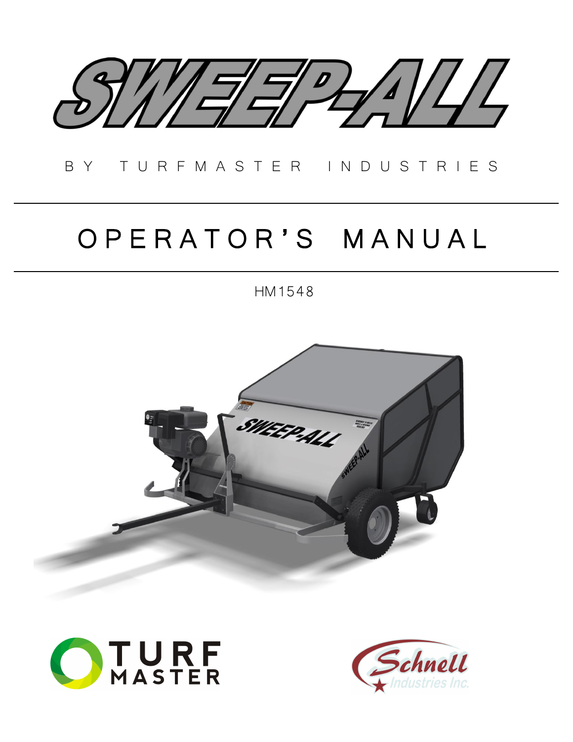# SWEEP-ALL

BY TURFMASTER INDUSTRIES

# OPERATOR'S MANUAL

HM1548

TURF MASTER

Schnell Industries Inc.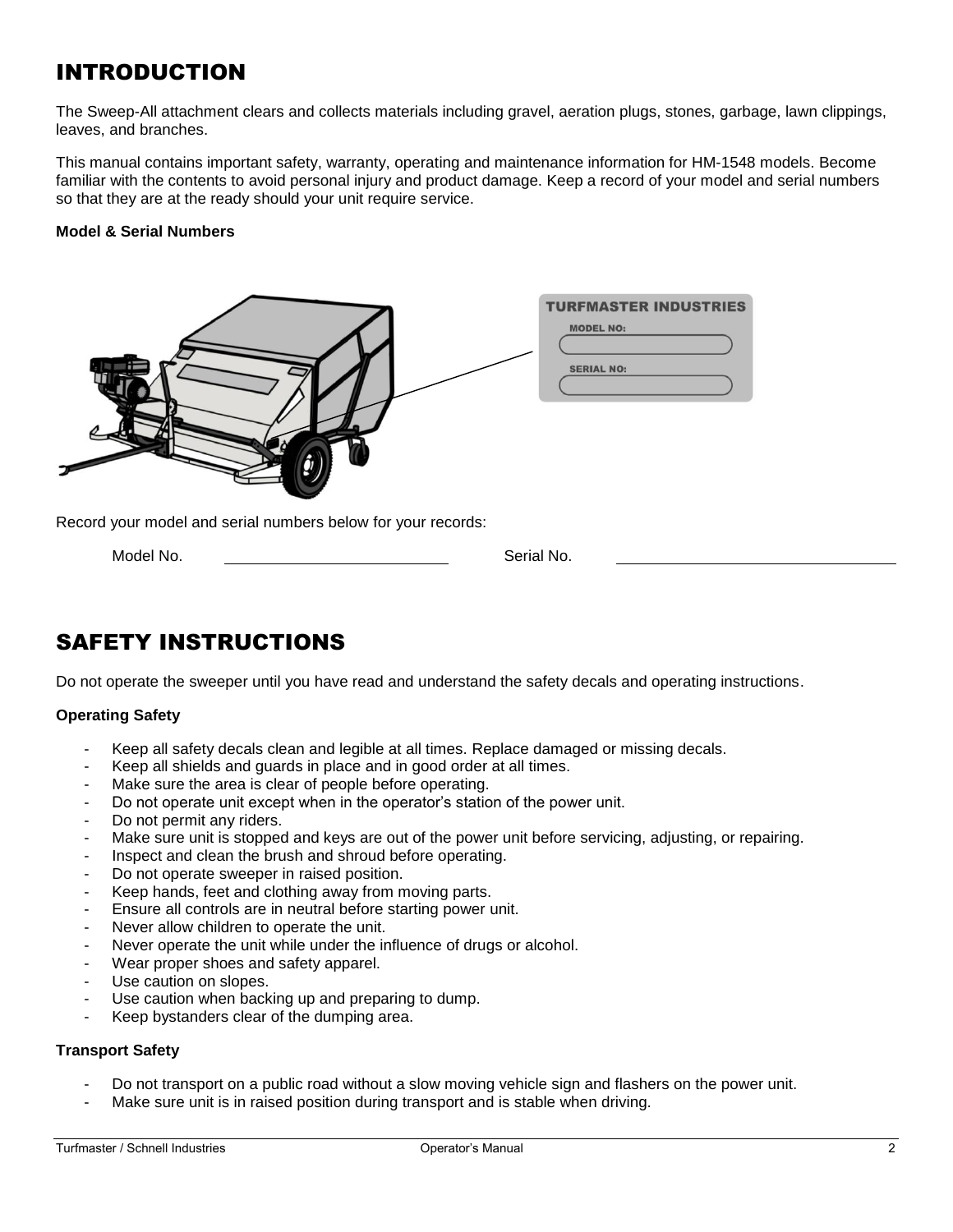# INTRODUCTION

The Sweep-All attachment clears and collects materials including gravel, aeration plugs, stones, garbage, lawn clippings, leaves, and branches.

This manual contains important safety, warranty, operating and maintenance information for HM-1548 models. Become familiar with the contents to avoid personal injury and product damage. Keep a record of your model and serial numbers so that they are at the ready should your unit require service.

**Model & Serial Numbers**

TURFMASTER INDUSTRIES

MODEL NO:

SERIAL NO:

Record your model and serial numbers below for your records:

Model No. ______________________ Serial No. ______________________

# SAFETY INSTRUCTIONS

Do not operate the sweeper until you have read and understand the safety decals and operating instructions.

**Operating Safety**

- Keep all safety decals clean and legible at all times. Replace damaged or missing decals.
- Keep all shields and guards in place and in good order at all times.
- Make sure the area is clear of people before operating.
- Do not operate unit except when in the operator's station of the power unit.
- Do not permit any riders.
- Make sure unit is stopped and keys are out of the power unit before servicing, adjusting, or repairing.
- Inspect and clean the brush and shroud before operating.
- Do not operate sweeper in raised position.
- Keep hands, feet and clothing away from moving parts.
- Ensure all controls are in neutral before starting power unit.
- Never allow children to operate the unit.
- Never operate the unit while under the influence of drugs or alcohol.
- Wear proper shoes and safety apparel.
- Use caution on slopes.
- Use caution when backing up and preparing to dump.
- Keep bystanders clear of the dumping area.

**Transport Safety**

- Do not transport on a public road without a slow moving vehicle sign and flashers on the power unit.
- Make sure unit is in raised position during transport and is stable when driving.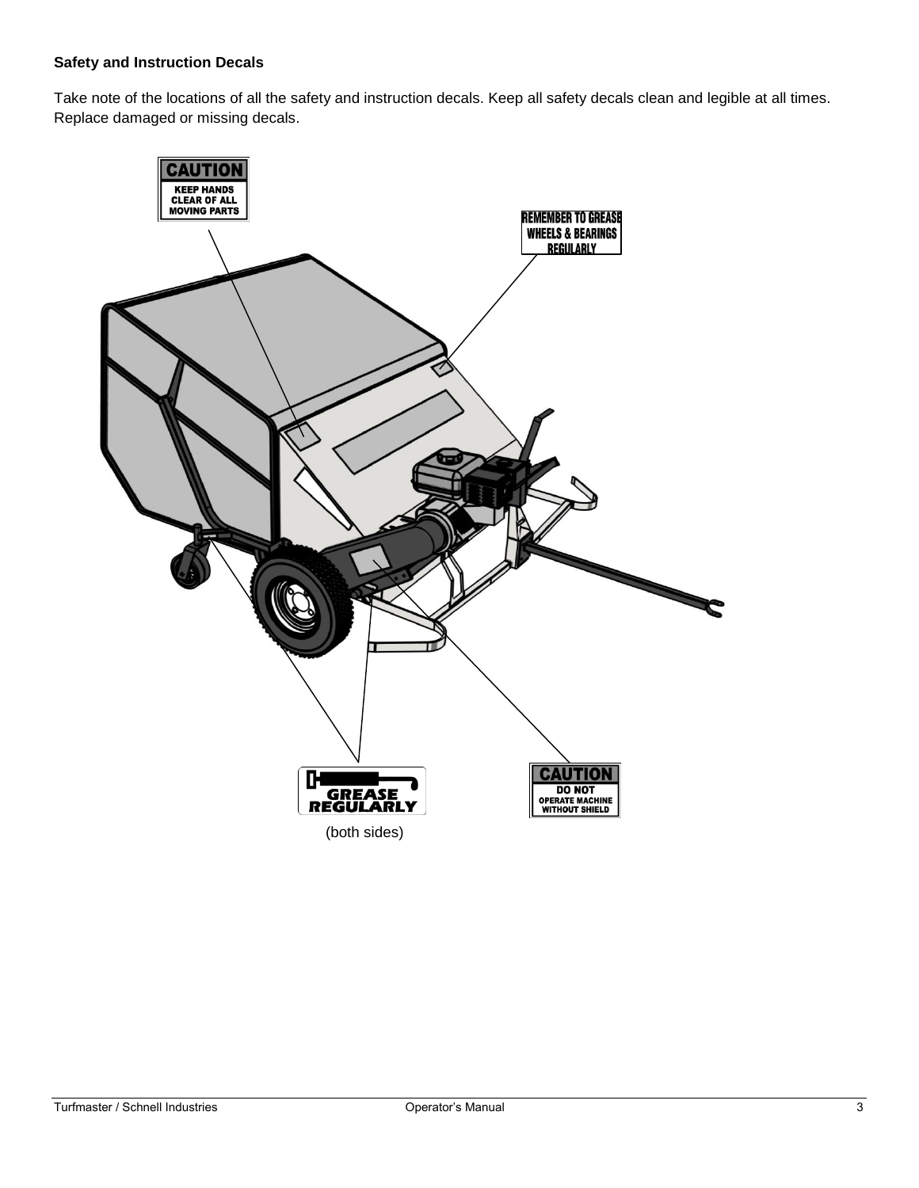### Safety and Instruction Decals

Take note of the locations of all the safety and instruction decals. Keep all safety decals clean and legible at all times. Replace damaged or missing decals.

**CAUTION**
KEEP HANDS CLEAR OF ALL MOVING PARTS

REMEMBER TO GREASE WHEELS & BEARINGS REGULARLY

GREASE REGULARLY
(both sides)

**CAUTION**
DO NOT OPERATE MACHINE WITHOUT SHIELD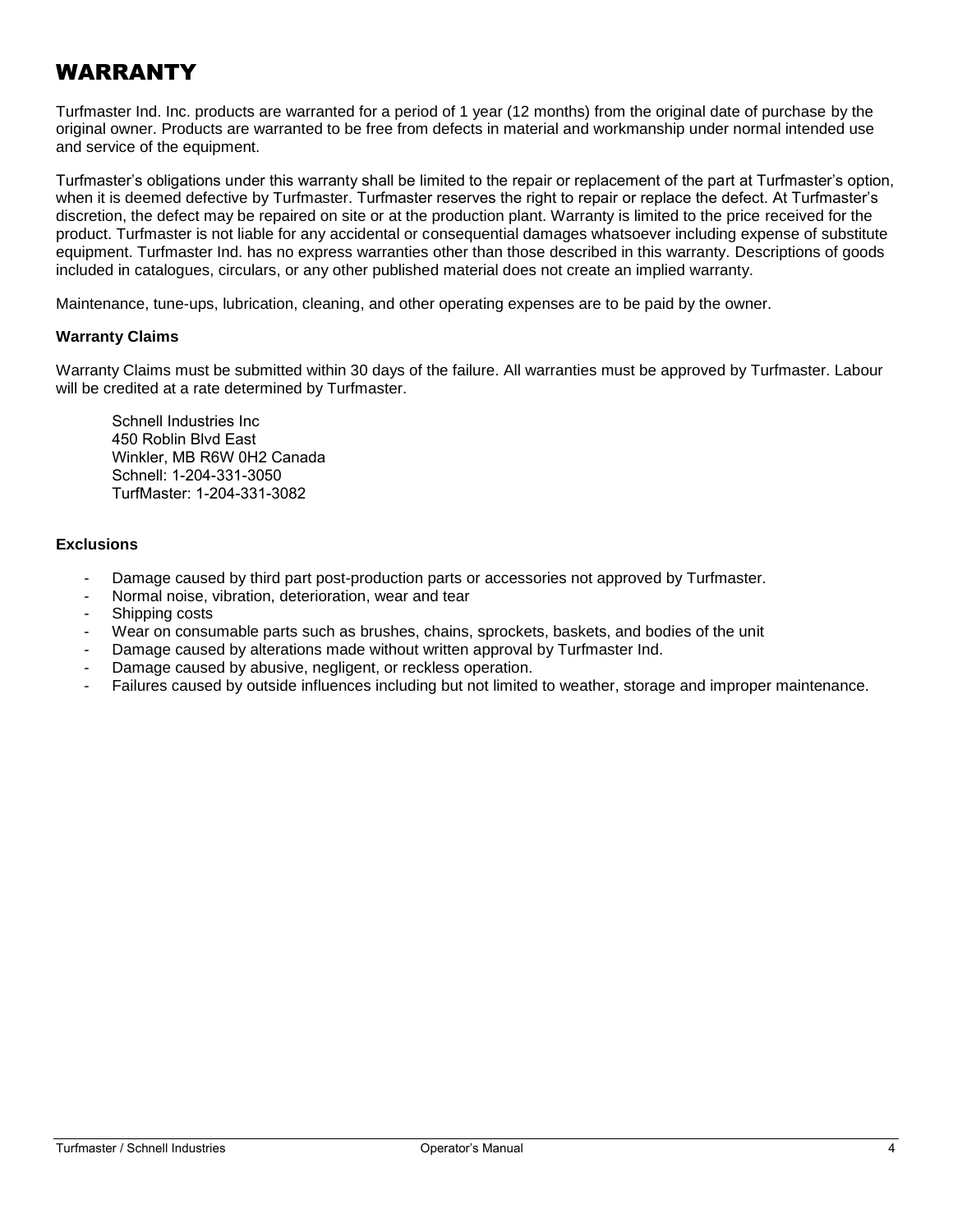# WARRANTY

Turfmaster Ind. Inc. products are warranted for a period of 1 year (12 months) from the original date of purchase by the original owner. Products are warranted to be free from defects in material and workmanship under normal intended use and service of the equipment.

Turfmaster's obligations under this warranty shall be limited to the repair or replacement of the part at Turfmaster's option, when it is deemed defective by Turfmaster. Turfmaster reserves the right to repair or replace the defect. At Turfmaster's discretion, the defect may be repaired on site or at the production plant. Warranty is limited to the price received for the product. Turfmaster is not liable for any accidental or consequential damages whatsoever including expense of substitute equipment. Turfmaster Ind. has no express warranties other than those described in this warranty. Descriptions of goods included in catalogues, circulars, or any other published material does not create an implied warranty.

Maintenance, tune-ups, lubrication, cleaning, and other operating expenses are to be paid by the owner.

**Warranty Claims**

Warranty Claims must be submitted within 30 days of the failure. All warranties must be approved by Turfmaster. Labour will be credited at a rate determined by Turfmaster.

Schnell Industries Inc
450 Roblin Blvd East
Winkler, MB R6W 0H2 Canada
Schnell: 1-204-331-3050
TurfMaster: 1-204-331-3082

**Exclusions**

- Damage caused by third part post-production parts or accessories not approved by Turfmaster.
- Normal noise, vibration, deterioration, wear and tear
- Shipping costs
- Wear on consumable parts such as brushes, chains, sprockets, baskets, and bodies of the unit
- Damage caused by alterations made without written approval by Turfmaster Ind.
- Damage caused by abusive, negligent, or reckless operation.
- Failures caused by outside influences including but not limited to weather, storage and improper maintenance.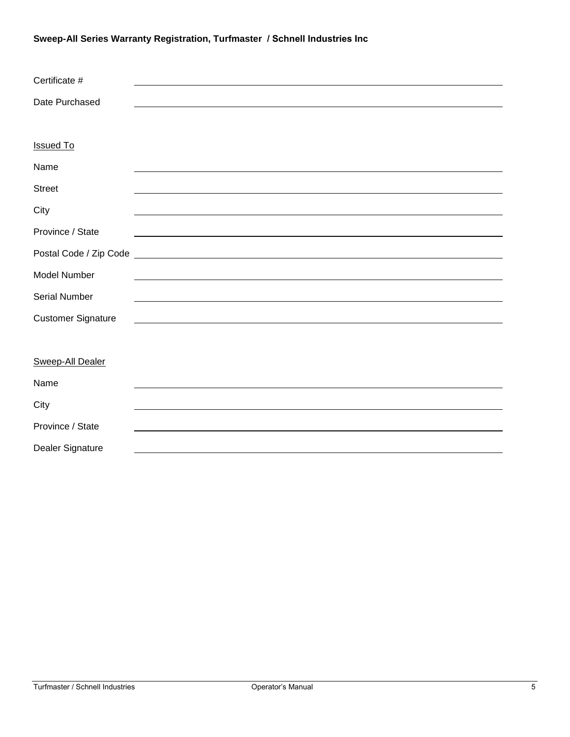**Sweep-All Series Warranty Registration, Turfmaster / Schnell Industries Inc**

Certificate # \_\_\_\_\_\_\_\_\_\_\_\_\_\_\_\_\_\_\_\_\_\_\_\_\_\_\_\_\_\_

Date Purchased \_\_\_\_\_\_\_\_\_\_\_\_\_\_\_\_\_\_\_\_\_\_\_\_\_\_\_\_\_\_

<u>Issued To</u>

Name \_\_\_\_\_\_\_\_\_\_\_\_\_\_\_\_\_\_\_\_\_\_\_\_\_\_\_\_\_\_

Street \_\_\_\_\_\_\_\_\_\_\_\_\_\_\_\_\_\_\_\_\_\_\_\_\_\_\_\_\_\_

City \_\_\_\_\_\_\_\_\_\_\_\_\_\_\_\_\_\_\_\_\_\_\_\_\_\_\_\_\_\_

Province / State \_\_\_\_\_\_\_\_\_\_\_\_\_\_\_\_\_\_\_\_\_\_\_\_\_\_\_\_\_\_

Postal Code / Zip Code \_\_\_\_\_\_\_\_\_\_\_\_\_\_\_\_\_\_\_\_\_\_\_\_\_\_\_\_\_\_

Model Number \_\_\_\_\_\_\_\_\_\_\_\_\_\_\_\_\_\_\_\_\_\_\_\_\_\_\_\_\_\_

Serial Number \_\_\_\_\_\_\_\_\_\_\_\_\_\_\_\_\_\_\_\_\_\_\_\_\_\_\_\_\_\_

Customer Signature \_\_\_\_\_\_\_\_\_\_\_\_\_\_\_\_\_\_\_\_\_\_\_\_\_\_\_\_\_\_

<u>Sweep-All Dealer</u>

Name \_\_\_\_\_\_\_\_\_\_\_\_\_\_\_\_\_\_\_\_\_\_\_\_\_\_\_\_\_\_

City \_\_\_\_\_\_\_\_\_\_\_\_\_\_\_\_\_\_\_\_\_\_\_\_\_\_\_\_\_\_

Province / State \_\_\_\_\_\_\_\_\_\_\_\_\_\_\_\_\_\_\_\_\_\_\_\_\_\_\_\_\_\_

Dealer Signature \_\_\_\_\_\_\_\_\_\_\_\_\_\_\_\_\_\_\_\_\_\_\_\_\_\_\_\_\_\_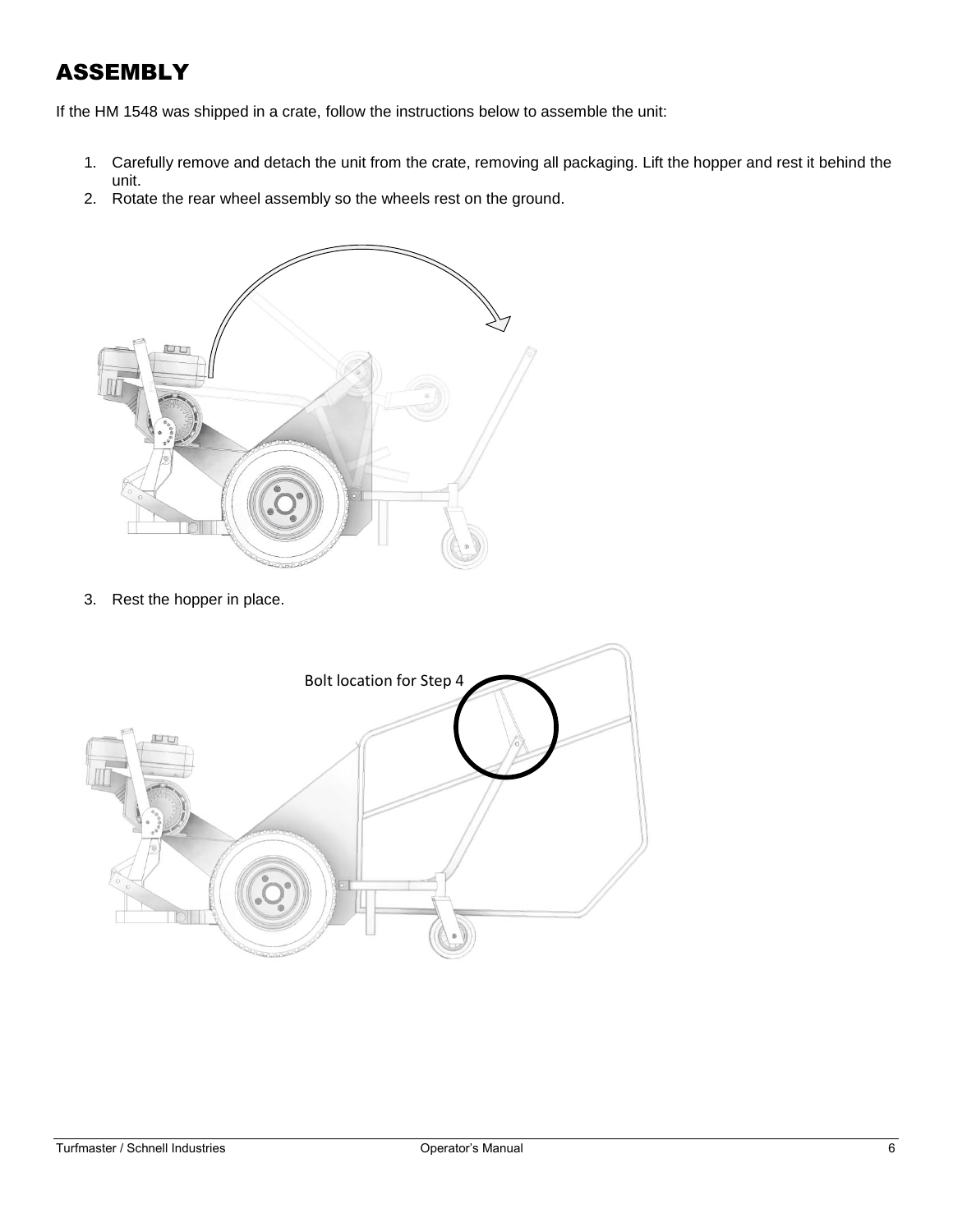# ASSEMBLY

If the HM 1548 was shipped in a crate, follow the instructions below to assemble the unit:

1. Carefully remove and detach the unit from the crate, removing all packaging. Lift the hopper and rest it behind the unit.
2. Rotate the rear wheel assembly so the wheels rest on the ground.

3. Rest the hopper in place.

Bolt location for Step 4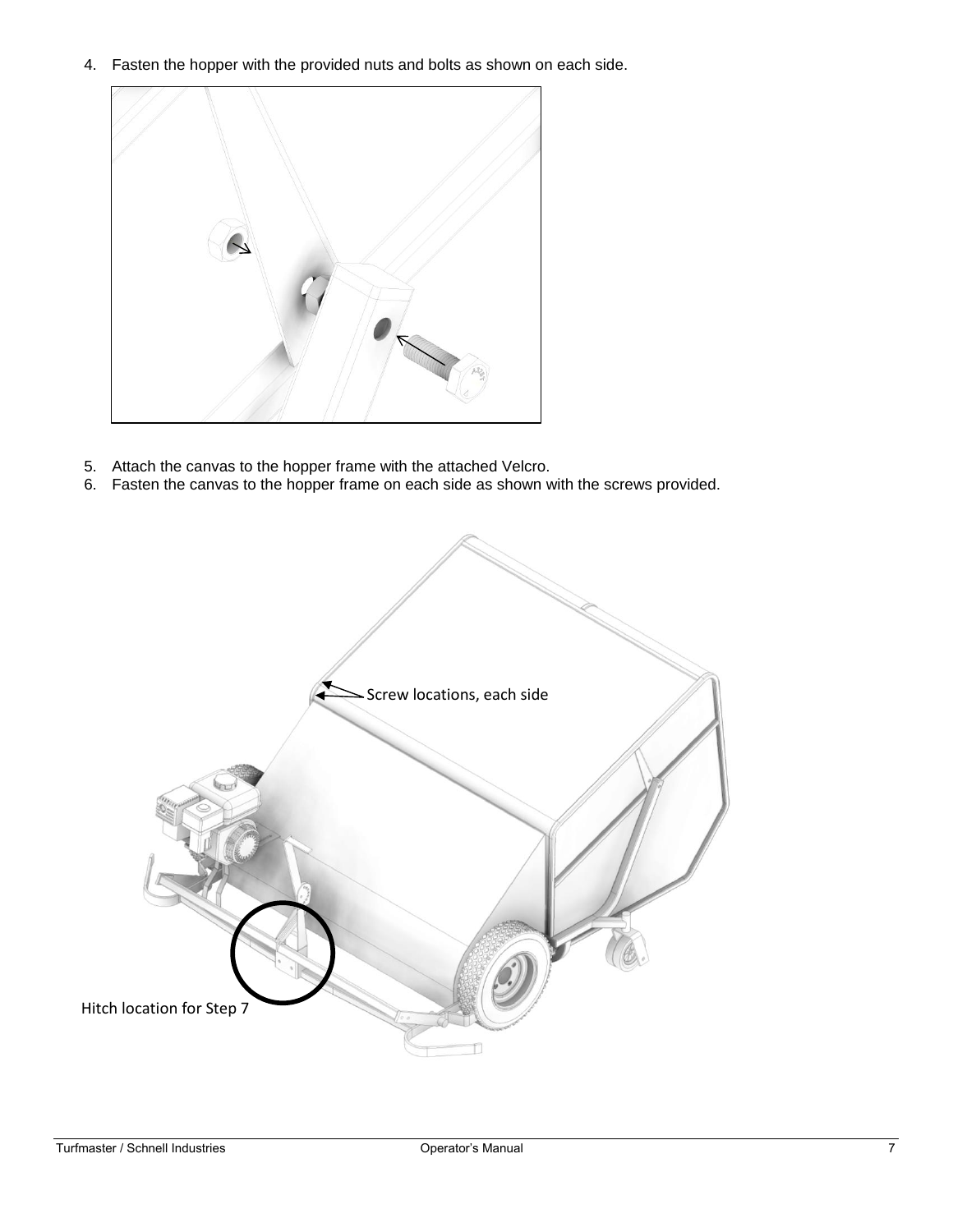4. Fasten the hopper with the provided nuts and bolts as shown on each side.

5. Attach the canvas to the hopper frame with the attached Velcro.
6. Fasten the canvas to the hopper frame on each side as shown with the screws provided.

Screw locations, each side

Hitch location for Step 7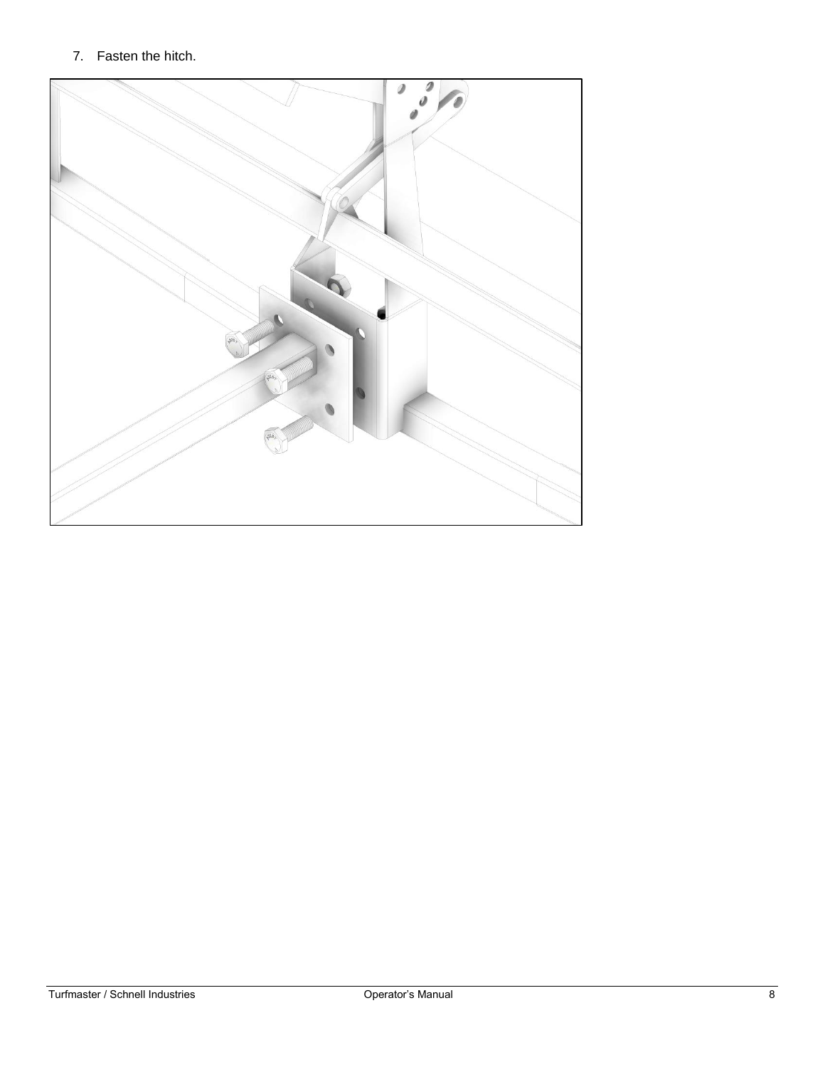7. Fasten the hitch.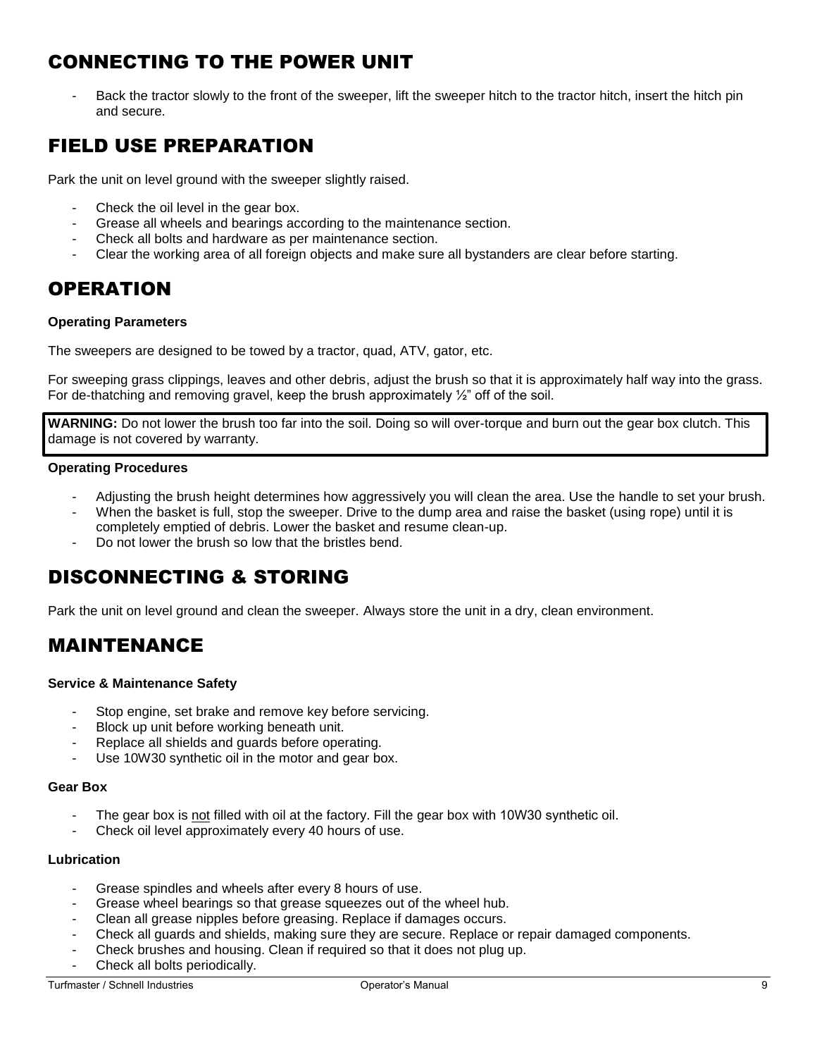# CONNECTING TO THE POWER UNIT

- Back the tractor slowly to the front of the sweeper, lift the sweeper hitch to the tractor hitch, insert the hitch pin and secure.

# FIELD USE PREPARATION

Park the unit on level ground with the sweeper slightly raised.

- Check the oil level in the gear box.
- Grease all wheels and bearings according to the maintenance section.
- Check all bolts and hardware as per maintenance section.
- Clear the working area of all foreign objects and make sure all bystanders are clear before starting.

# OPERATION

### Operating Parameters

The sweepers are designed to be towed by a tractor, quad, ATV, gator, etc.

For sweeping grass clippings, leaves and other debris, adjust the brush so that it is approximately half way into the grass. For de-thatching and removing gravel, keep the brush approximately ½" off of the soil.

**WARNING:** Do not lower the brush too far into the soil. Doing so will over-torque and burn out the gear box clutch. This damage is not covered by warranty.

### Operating Procedures

- Adjusting the brush height determines how aggressively you will clean the area. Use the handle to set your brush.
- When the basket is full, stop the sweeper. Drive to the dump area and raise the basket (using rope) until it is completely emptied of debris. Lower the basket and resume clean-up.
- Do not lower the brush so low that the bristles bend.

# DISCONNECTING & STORING

Park the unit on level ground and clean the sweeper. Always store the unit in a dry, clean environment.

# MAINTENANCE

### Service & Maintenance Safety

- Stop engine, set brake and remove key before servicing.
- Block up unit before working beneath unit.
- Replace all shields and guards before operating.
- Use 10W30 synthetic oil in the motor and gear box.

### Gear Box

- The gear box is <u>not</u> filled with oil at the factory. Fill the gear box with 10W30 synthetic oil.
- Check oil level approximately every 40 hours of use.

### Lubrication

- Grease spindles and wheels after every 8 hours of use.
- Grease wheel bearings so that grease squeezes out of the wheel hub.
- Clean all grease nipples before greasing. Replace if damages occurs.
- Check all guards and shields, making sure they are secure. Replace or repair damaged components.
- Check brushes and housing. Clean if required so that it does not plug up.
- Check all bolts periodically.